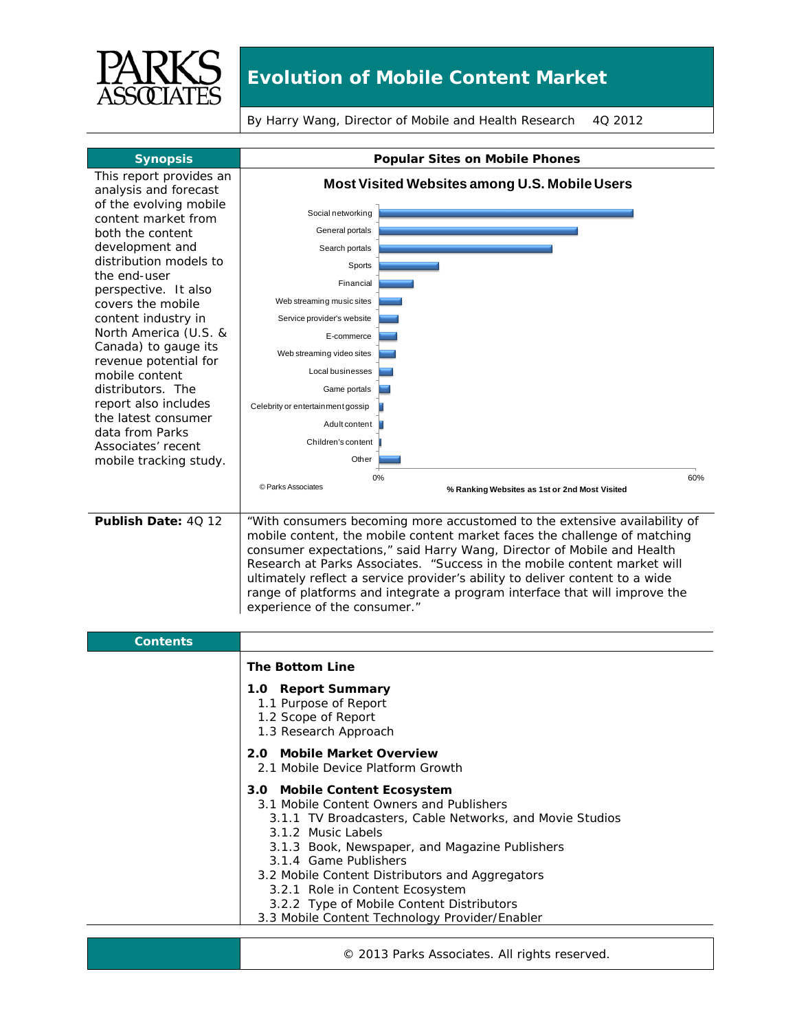PARKS ASSOCIATES

# Evolution of Mobile Content Market

By Harry Wang, Director of Mobile and Health Research    4Q 2012

## Synopsis

This report provides an analysis and forecast of the evolving mobile content market from both the content development and distribution models to the end-user perspective. It also covers the mobile content industry in North America (U.S. & Canada) to gauge its revenue potential for mobile content distributors. The report also includes the latest consumer data from Parks Associates' recent mobile tracking study.

## Popular Sites on Mobile Phones

**Most Visited Websites among U.S. Mobile Users**

- Social networking
- General portals
- Search portals
- Sports
- Financial
- Web streaming music sites
- Service provider's website
- E-commerce
- Web streaming video sites
- Local businesses
- Game portals
- Celebrity or entertainment gossip
- Adult content
- Children's content
- Other

0% – 60%

% Ranking Websites as 1st or 2nd Most Visited

© Parks Associates

**Publish Date:** 4Q 12

"With consumers becoming more accustomed to the extensive availability of mobile content, the mobile content market faces the challenge of matching consumer expectations," said Harry Wang, Director of Mobile and Health Research at Parks Associates. "Success in the mobile content market will ultimately reflect a service provider's ability to deliver content to a wide range of platforms and integrate a program interface that will improve the experience of the consumer."

## Contents

**The Bottom Line**

**1.0 Report Summary**
- 1.1 Purpose of Report
- 1.2 Scope of Report
- 1.3 Research Approach

**2.0 Mobile Market Overview**
- 2.1 Mobile Device Platform Growth

**3.0 Mobile Content Ecosystem**
- 3.1 Mobile Content Owners and Publishers
  - 3.1.1 TV Broadcasters, Cable Networks, and Movie Studios
  - 3.1.2 Music Labels
  - 3.1.3 Book, Newspaper, and Magazine Publishers
  - 3.1.4 Game Publishers
- 3.2 Mobile Content Distributors and Aggregators
  - 3.2.1 Role in Content Ecosystem
  - 3.2.2 Type of Mobile Content Distributors
- 3.3 Mobile Content Technology Provider/Enabler

© 2013 Parks Associates. All rights reserved.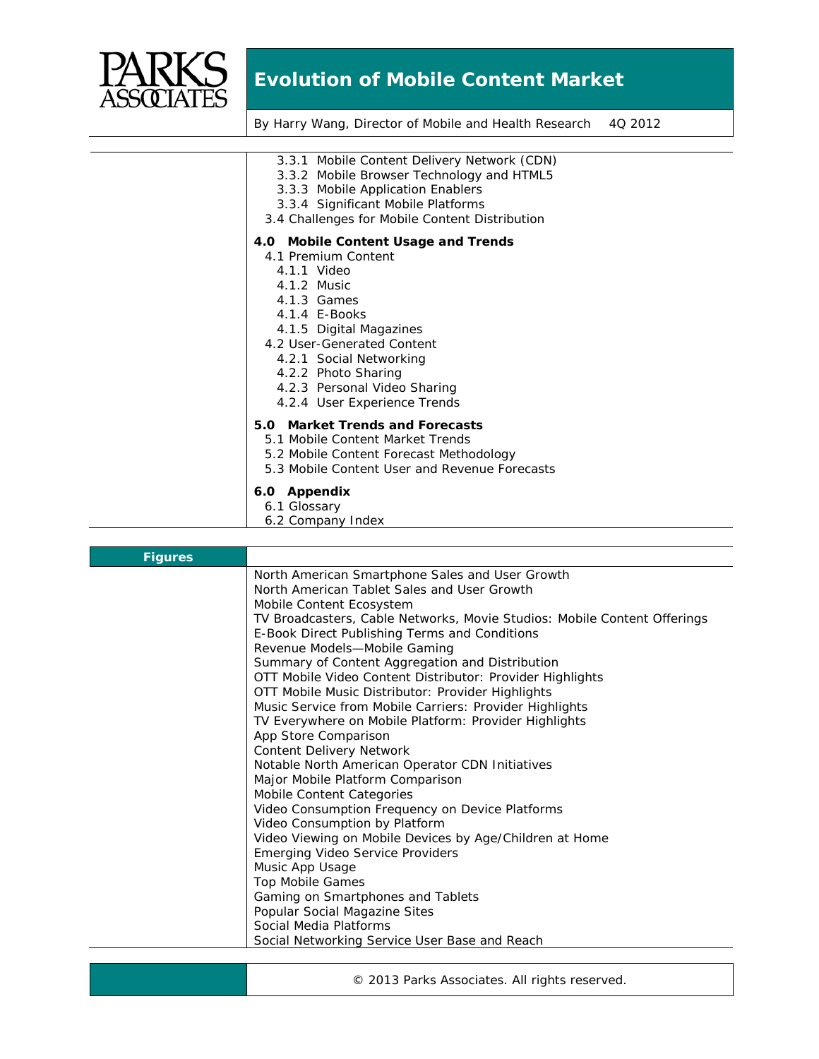- 3.3.1 Mobile Content Delivery Network (CDN)
- 3.3.2 Mobile Browser Technology and HTML5
- 3.3.3 Mobile Application Enablers
- 3.3.4 Significant Mobile Platforms
- 3.4 Challenges for Mobile Content Distribution

**4.0 Mobile Content Usage and Trends**

- 4.1 Premium Content
  - 4.1.1 Video
  - 4.1.2 Music
  - 4.1.3 Games
  - 4.1.4 E-Books
  - 4.1.5 Digital Magazines
- 4.2 User-Generated Content
  - 4.2.1 Social Networking
  - 4.2.2 Photo Sharing
  - 4.2.3 Personal Video Sharing
  - 4.2.4 User Experience Trends

**5.0 Market Trends and Forecasts**

- 5.1 Mobile Content Market Trends
- 5.2 Mobile Content Forecast Methodology
- 5.3 Mobile Content User and Revenue Forecasts

**6.0 Appendix**

- 6.1 Glossary
- 6.2 Company Index

## Figures

North American Smartphone Sales and User Growth
North American Tablet Sales and User Growth
Mobile Content Ecosystem
TV Broadcasters, Cable Networks, Movie Studios: Mobile Content Offerings
E-Book Direct Publishing Terms and Conditions
Revenue Models—Mobile Gaming
Summary of Content Aggregation and Distribution
OTT Mobile Video Content Distributor: Provider Highlights
OTT Mobile Music Distributor: Provider Highlights
Music Service from Mobile Carriers: Provider Highlights
TV Everywhere on Mobile Platform: Provider Highlights
App Store Comparison
Content Delivery Network
Notable North American Operator CDN Initiatives
Major Mobile Platform Comparison
Mobile Content Categories
Video Consumption Frequency on Device Platforms
Video Consumption by Platform
Video Viewing on Mobile Devices by Age/Children at Home
Emerging Video Service Providers
Music App Usage
Top Mobile Games
Gaming on Smartphones and Tablets
Popular Social Magazine Sites
Social Media Platforms
Social Networking Service User Base and Reach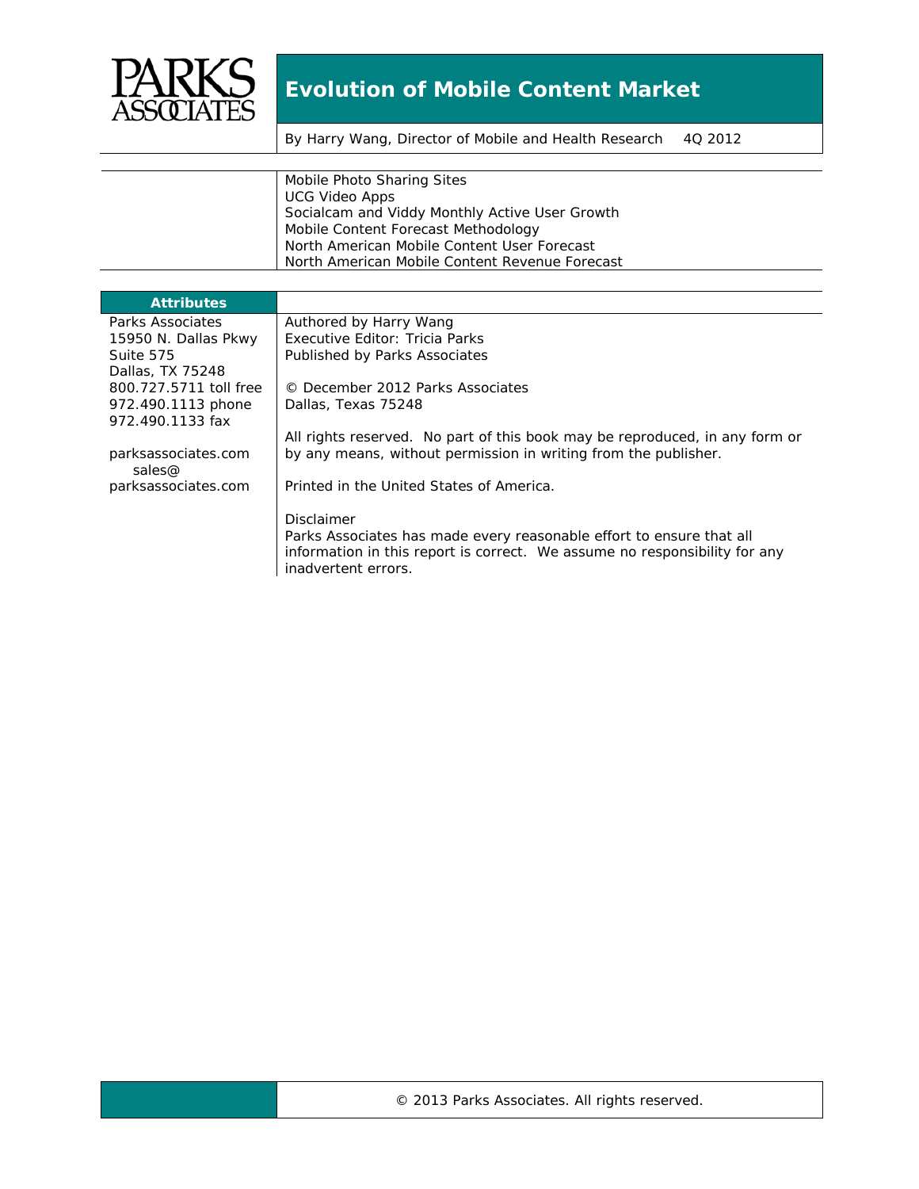| | |
|---|---|
| | Mobile Photo Sharing Sites |
| | UCG Video Apps |
| | Socialcam and Viddy Monthly Active User Growth |
| | Mobile Content Forecast Methodology |
| | North American Mobile Content User Forecast |
| | North American Mobile Content Revenue Forecast |

| Attributes | |
|---|---|
| Parks Associates<br>15950 N. Dallas Pkwy<br>Suite 575<br>Dallas, TX 75248<br>800.727.5711 toll free<br>972.490.1113 phone<br>972.490.1133 fax<br><br>parksassociates.com<br>sales@<br>parksassociates.com | Authored by Harry Wang<br>Executive Editor: Tricia Parks<br>Published by Parks Associates<br><br>© December 2012 Parks Associates<br>Dallas, Texas 75248<br><br>All rights reserved. No part of this book may be reproduced, in any form or by any means, without permission in writing from the publisher.<br><br>Printed in the United States of America.<br><br>Disclaimer<br>Parks Associates has made every reasonable effort to ensure that all information in this report is correct. We assume no responsibility for any inadvertent errors. |